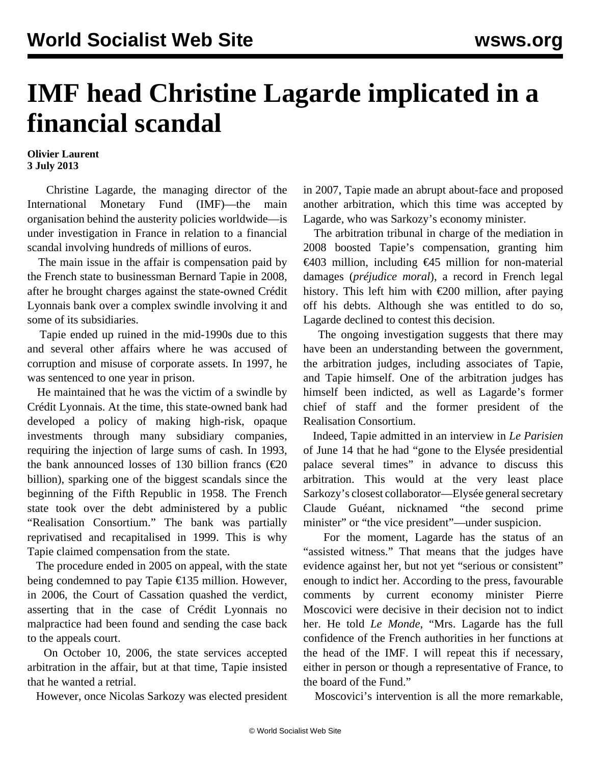# IMF head Christine Lagarde implicated in a financial scandal

**Olivier Laurent**
**3 July 2013**

Christine Lagarde, the managing director of the International Monetary Fund (IMF)—the main organisation behind the austerity policies worldwide—is under investigation in France in relation to a financial scandal involving hundreds of millions of euros.

The main issue in the affair is compensation paid by the French state to businessman Bernard Tapie in 2008, after he brought charges against the state-owned Crédit Lyonnais bank over a complex swindle involving it and some of its subsidiaries.

Tapie ended up ruined in the mid-1990s due to this and several other affairs where he was accused of corruption and misuse of corporate assets. In 1997, he was sentenced to one year in prison.

He maintained that he was the victim of a swindle by Crédit Lyonnais. At the time, this state-owned bank had developed a policy of making high-risk, opaque investments through many subsidiary companies, requiring the injection of large sums of cash. In 1993, the bank announced losses of 130 billion francs (€20 billion), sparking one of the biggest scandals since the beginning of the Fifth Republic in 1958. The French state took over the debt administered by a public "Realisation Consortium." The bank was partially reprivatised and recapitalised in 1999. This is why Tapie claimed compensation from the state.

The procedure ended in 2005 on appeal, with the state being condemned to pay Tapie €135 million. However, in 2006, the Court of Cassation quashed the verdict, asserting that in the case of Crédit Lyonnais no malpractice had been found and sending the case back to the appeals court.

On October 10, 2006, the state services accepted arbitration in the affair, but at that time, Tapie insisted that he wanted a retrial.

However, once Nicolas Sarkozy was elected president in 2007, Tapie made an abrupt about-face and proposed another arbitration, which this time was accepted by Lagarde, who was Sarkozy's economy minister.

The arbitration tribunal in charge of the mediation in 2008 boosted Tapie's compensation, granting him €403 million, including €45 million for non-material damages (*préjudice moral*), a record in French legal history. This left him with €200 million, after paying off his debts. Although she was entitled to do so, Lagarde declined to contest this decision.

The ongoing investigation suggests that there may have been an understanding between the government, the arbitration judges, including associates of Tapie, and Tapie himself. One of the arbitration judges has himself been indicted, as well as Lagarde's former chief of staff and the former president of the Realisation Consortium.

Indeed, Tapie admitted in an interview in *Le Parisien* of June 14 that he had "gone to the Elysée presidential palace several times" in advance to discuss this arbitration. This would at the very least place Sarkozy's closest collaborator—Elysée general secretary Claude Guéant, nicknamed "the second prime minister" or "the vice president"—under suspicion.

For the moment, Lagarde has the status of an "assisted witness." That means that the judges have evidence against her, but not yet "serious or consistent" enough to indict her. According to the press, favourable comments by current economy minister Pierre Moscovici were decisive in their decision not to indict her. He told *Le Monde*, "Mrs. Lagarde has the full confidence of the French authorities in her functions at the head of the IMF. I will repeat this if necessary, either in person or though a representative of France, to the board of the Fund."

Moscovici's intervention is all the more remarkable,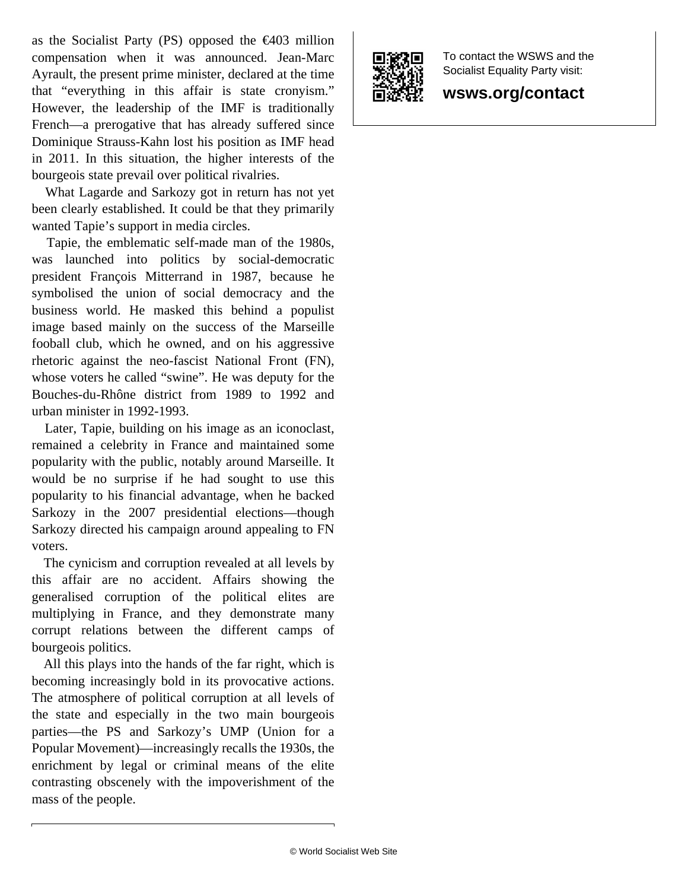as the Socialist Party (PS) opposed the €403 million compensation when it was announced. Jean-Marc Ayrault, the present prime minister, declared at the time that "everything in this affair is state cronyism." However, the leadership of the IMF is traditionally French—a prerogative that has already suffered since Dominique Strauss-Kahn lost his position as IMF head in 2011. In this situation, the higher interests of the bourgeois state prevail over political rivalries.

What Lagarde and Sarkozy got in return has not yet been clearly established. It could be that they primarily wanted Tapie's support in media circles.

Tapie, the emblematic self-made man of the 1980s, was launched into politics by social-democratic president François Mitterrand in 1987, because he symbolised the union of social democracy and the business world. He masked this behind a populist image based mainly on the success of the Marseille fooball club, which he owned, and on his aggressive rhetoric against the neo-fascist National Front (FN), whose voters he called "swine". He was deputy for the Bouches-du-Rhône district from 1989 to 1992 and urban minister in 1992-1993.

Later, Tapie, building on his image as an iconoclast, remained a celebrity in France and maintained some popularity with the public, notably around Marseille. It would be no surprise if he had sought to use this popularity to his financial advantage, when he backed Sarkozy in the 2007 presidential elections—though Sarkozy directed his campaign around appealing to FN voters.

The cynicism and corruption revealed at all levels by this affair are no accident. Affairs showing the generalised corruption of the political elites are multiplying in France, and they demonstrate many corrupt relations between the different camps of bourgeois politics.

All this plays into the hands of the far right, which is becoming increasingly bold in its provocative actions. The atmosphere of political corruption at all levels of the state and especially in the two main bourgeois parties—the PS and Sarkozy's UMP (Union for a Popular Movement)—increasingly recalls the 1930s, the enrichment by legal or criminal means of the elite contrasting obscenely with the impoverishment of the mass of the people.

To contact the WSWS and the Socialist Equality Party visit:

**wsws.org/contact**